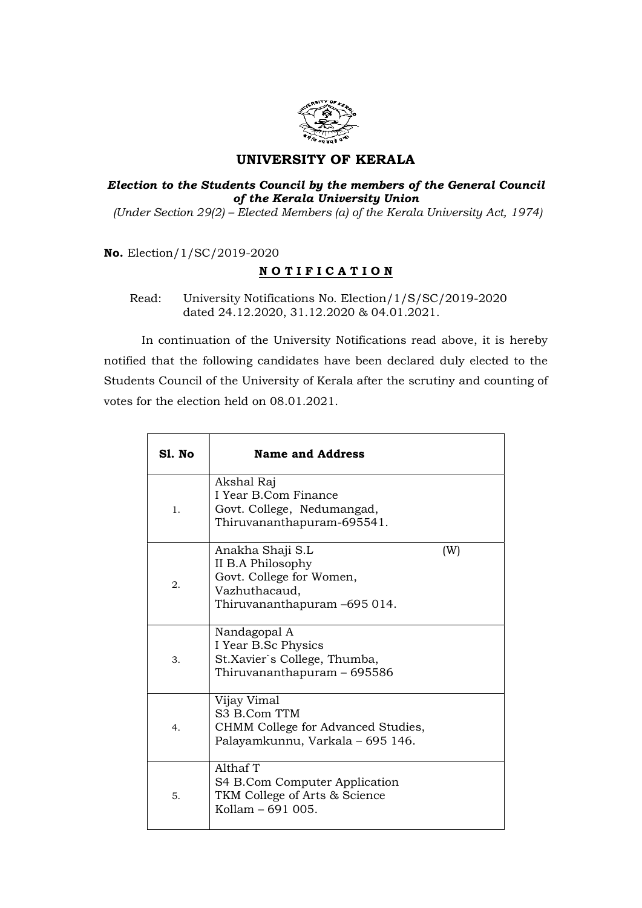# UNIVERSITY OF KERALA

***Election to the Students Council by the members of the General Council of the Kerala University Union***

*(Under Section 29(2) – Elected Members (a) of the Kerala University Act, 1974)*

**No.** Election/1/SC/2019-2020

## N O T I F I C A T I O N

Read: University Notifications No. Election/1/S/SC/2019-2020 dated 24.12.2020, 31.12.2020 & 04.01.2021.

In continuation of the University Notifications read above, it is hereby notified that the following candidates have been declared duly elected to the Students Council of the University of Kerala after the scrutiny and counting of votes for the election held on 08.01.2021.

| Sl. No | Name and Address |
|---|---|
| 1. | Akshal Raj<br>I Year B.Com Finance<br>Govt. College, Nedumangad,<br>Thiruvananthapuram-695541. |
| 2. | Anakha Shaji S.L (W)<br>II B.A Philosophy<br>Govt. College for Women,<br>Vazhuthacaud,<br>Thiruvananthapuram –695 014. |
| 3. | Nandagopal A<br>I Year B.Sc Physics<br>St.Xavier`s College, Thumba,<br>Thiruvananthapuram – 695586 |
| 4. | Vijay Vimal<br>S3 B.Com TTM<br>CHMM College for Advanced Studies,<br>Palayamkunnu, Varkala – 695 146. |
| 5. | Althaf T<br>S4 B.Com Computer Application<br>TKM College of Arts & Science<br>Kollam – 691 005. |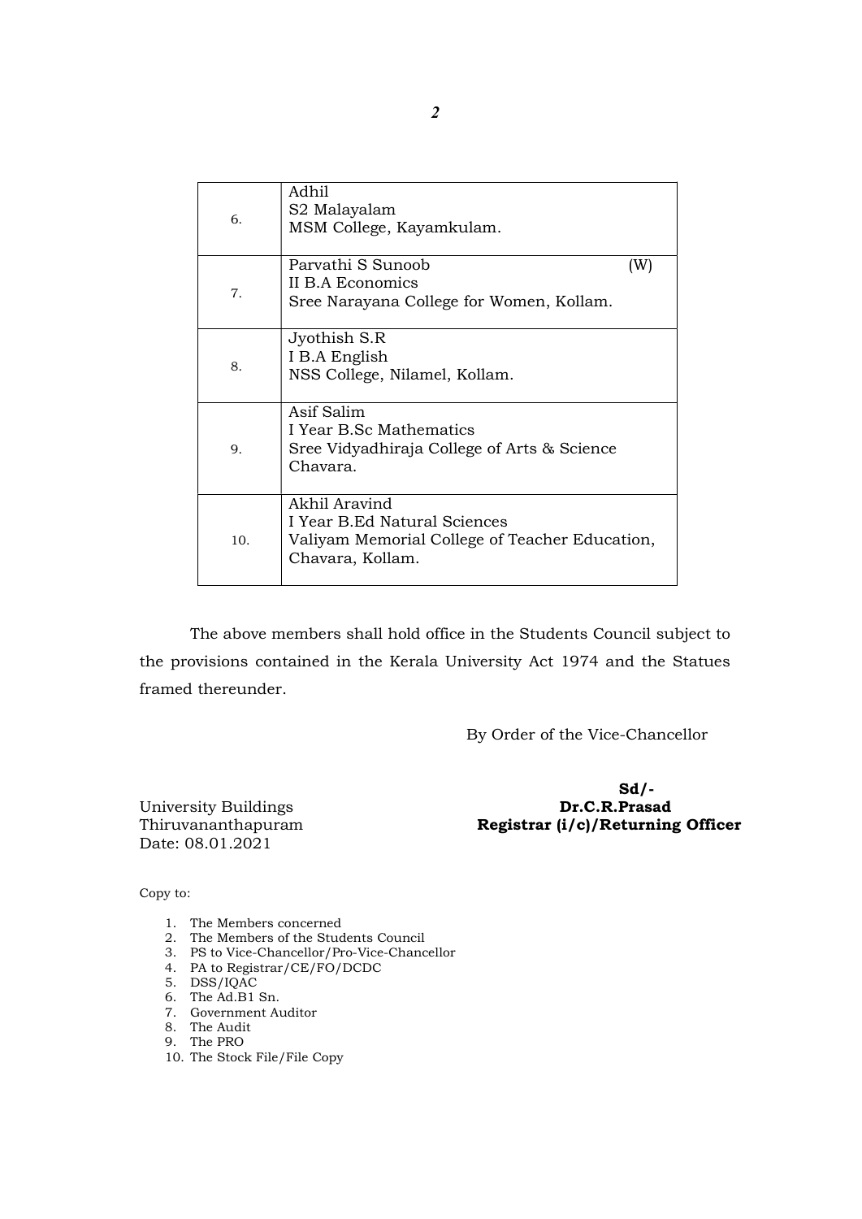| | |
|---|---|
| 6. | Adhil<br>S2 Malayalam<br>MSM College, Kayamkulam. |
| 7. | Parvathi S Sunoob (W)<br>II B.A Economics<br>Sree Narayana College for Women, Kollam. |
| 8. | Jyothish S.R<br>I B.A English<br>NSS College, Nilamel, Kollam. |
| 9. | Asif Salim<br>I Year B.Sc Mathematics<br>Sree Vidyadhiraja College of Arts & Science Chavara. |
| 10. | Akhil Aravind<br>I Year B.Ed Natural Sciences<br>Valiyam Memorial College of Teacher Education, Chavara, Kollam. |

The above members shall hold office in the Students Council subject to the provisions contained in the Kerala University Act 1974 and the Statues framed thereunder.

By Order of the Vice-Chancellor

**Sd/-**
**Dr.C.R.Prasad**
**Registrar (i/c)/Returning Officer**

University Buildings
Thiruvananthapuram
Date: 08.01.2021

Copy to:

1. The Members concerned
2. The Members of the Students Council
3. PS to Vice-Chancellor/Pro-Vice-Chancellor
4. PA to Registrar/CE/FO/DCDC
5. DSS/IQAC
6. The Ad.B1 Sn.
7. Government Auditor
8. The Audit
9. The PRO
10. The Stock File/File Copy